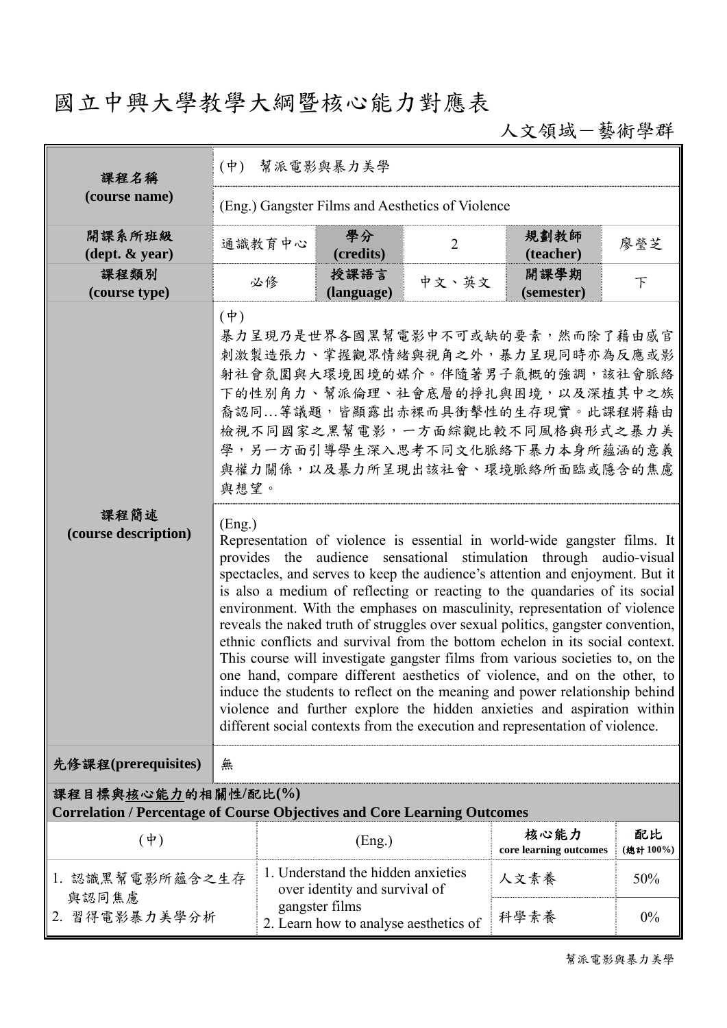# 國立中興大學教學大綱暨核心能力對應表

人文領域－藝術學群

| 課程名稱 (course name) | (中) 幫派電影與暴力美學 | | | | |
|---|---|---|---|---|---|
| | (Eng.) Gangster Films and Aesthetics of Violence | | | | |
| 開課系所班級 (dept. & year) | 通識教育中心 | 學分 (credits) | 2 | 規劃教師 (teacher) | 廖瑩芝 |
| 課程類別 (course type) | 必修 | 授課語言 (language) | 中文、英文 | 開課學期 (semester) | 下 |
| 課程簡述 (course description) | (中) 暴力呈現乃是世界各國黑幫電影中不可或缺的要素，然而除了藉由感官刺激製造張力、掌握觀眾情緒與視角之外，暴力呈現同時亦為反應或影射社會氛圍與大環境困境的媒介。伴隨著男子氣概的強調，該社會脈絡下的性別角力、幫派倫理、社會底層的掙扎與困境，以及深植其中之族裔認同…等議題，皆顯露出赤裸而具衝擊性的生存現實。此課程將藉由檢視不同國家之黑幫電影，一方面綜觀比較不同風格與形式之暴力美學，另一方面引導學生深入思考不同文化脈絡下暴力本身所蘊涵的意義與權力關係，以及暴力所呈現出該社會、環境脈絡所面臨或隱含的焦慮與想望。 | | | | |
| | (Eng.) Representation of violence is essential in world-wide gangster films. It provides the audience sensational stimulation through audio-visual spectacles, and serves to keep the audience's attention and enjoyment. But it is also a medium of reflecting or reacting to the quandaries of its social environment. With the emphases on masculinity, representation of violence reveals the naked truth of struggles over sexual politics, gangster convention, ethnic conflicts and survival from the bottom echelon in its social context. This course will investigate gangster films from various societies to, on the one hand, compare different aesthetics of violence, and on the other, to induce the students to reflect on the meaning and power relationship behind violence and further explore the hidden anxieties and aspiration within different social contexts from the execution and representation of violence. | | | | |
| 先修課程(prerequisites) | 無 | | | | |

**課程目標與核心能力的相關性/配比(%)**
**Correlation / Percentage of Course Objectives and Core Learning Outcomes**

| (中) | (Eng.) | 核心能力 core learning outcomes | 配比 (總計100%) |
|---|---|---|---|
| 1. 認識黑幫電影所蘊含之生存與認同焦慮<br>2. 習得電影暴力美學分析 | 1. Understand the hidden anxieties over identity and survival of gangster films<br>2. Learn how to analyse aesthetics of | 人文素養 | 50% |
| | | 科學素養 | 0% |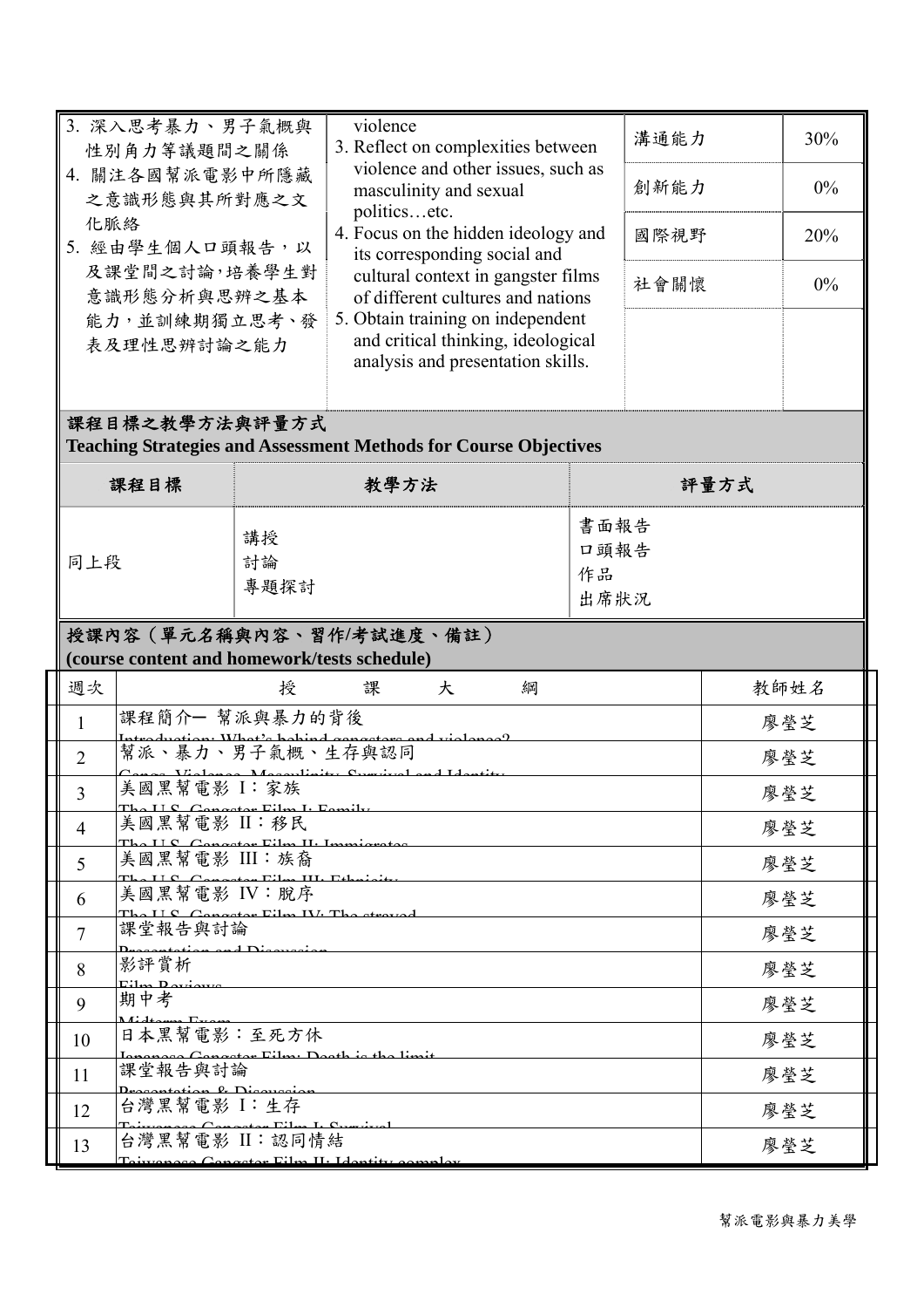| | | | |
|---|---|---|---|
| 3. 深入思考暴力、男子氣概與性別角色等議題間之關係<br>4. 關注各國幫派電影中所隱藏之意識形態與其所對應之文化脈絡<br>5. 經由學生個人口頭報告，以及課堂間之討論，培養學生對意識形態分析與思辨之基本能力，並訓練期獨立思考、發表及理性思辨討論之能力 | violence<br>3. Reflect on complexities between violence and other issues, such as masculinity and sexual politics…etc.<br>4. Focus on the hidden ideology and its corresponding social and cultural context in gangster films of different cultures and nations<br>5. Obtain training on independent and critical thinking, ideological analysis and presentation skills. | 溝通能力 | 30% |
| | | 創新能力 | 0% |
| | | 國際視野 | 20% |
| | | 社會關懷 | 0% |

## 課程目標之教學方法與評量方式
**Teaching Strategies and Assessment Methods for Course Objectives**

| 課程目標 | 教學方法 | 評量方式 |
|---|---|---|
| 同上段 | 講授<br>討論<br>專題探討 | 書面報告<br>口頭報告<br>作品<br>出席狀況 |

## 授課內容（單元名稱與內容、習作/考試進度、備註）
**(course content and homework/tests schedule)**

| 週次 | 授　課　大　綱 | 教師姓名 |
|---|---|---|
| 1 | 課程簡介一 幫派與暴力的背後<br>Introduction: What's behind gangsters and violence? | 廖瑩芝 |
| 2 | 幫派、暴力、男子氣概、生存與認同<br>Gangs, Violence, Masculinity, Survival and Identity | 廖瑩芝 |
| 3 | 美國黑幫電影 I：家族<br>The U.S. Gangster Film I: Family | 廖瑩芝 |
| 4 | 美國黑幫電影 II：移民<br>The U.S. Gangster Film II: Immigrates | 廖瑩芝 |
| 5 | 美國黑幫電影 III：族裔<br>The U.S. Gangster Film III: Ethnicity | 廖瑩芝 |
| 6 | 美國黑幫電影 IV：脫序<br>The U.S. Gangster Film IV: The strayed | 廖瑩芝 |
| 7 | 課堂報告與討論<br>Presentation and Discussion | 廖瑩芝 |
| 8 | 影評賞析<br>Film Reviews | 廖瑩芝 |
| 9 | 期中考<br>Midterm Exam | 廖瑩芝 |
| 10 | 日本黑幫電影：至死方休<br>Japanese Gangster Film: Death is the limit | 廖瑩芝 |
| 11 | 課堂報告與討論<br>Presentation & Discussion | 廖瑩芝 |
| 12 | 台灣黑幫電影 I：生存<br>Taiwanese Gangster Film I: Survival | 廖瑩芝 |
| 13 | 台灣黑幫電影 II：認同情結<br>Taiwanese Gangster Film II: Identity complex | 廖瑩芝 |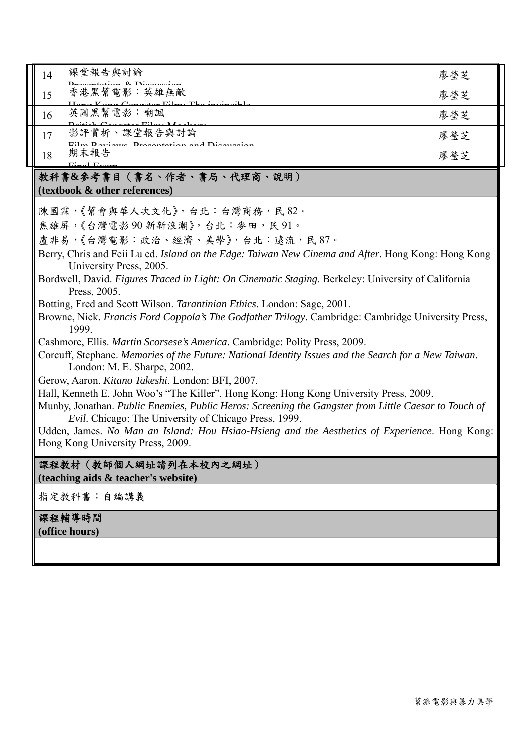| | | |
|---|---|---|
| 14 | 課堂報告與討論<br>Presentation & Discussion | 廖瑩芝 |
| 15 | 香港黑幫電影：英雄無敵<br>Hong Kong Gangster Film: The invincible | 廖瑩芝 |
| 16 | 英國黑幫電影：嘲諷<br>British Gangster Film: Mockery | 廖瑩芝 |
| 17 | 影評賞析、課堂報告與討論<br>Film Reviews, Presentation and Discussion | 廖瑩芝 |
| 18 | 期末報告<br>Final Exam | 廖瑩芝 |

**教科書&參考書目（書名、作者、書局、代理商、說明）**
**(textbook & other references)**

陳國霖，《幫會與華人次文化》，台北：台灣商務，民 82。

焦雄屏，《台灣電影 90 新新浪潮》，台北：麥田，民 91。

盧非易，《台灣電影：政治、經濟、美學》，台北：遠流，民 87。

Berry, Chris and Feii Lu ed. *Island on the Edge: Taiwan New Cinema and After*. Hong Kong: Hong Kong University Press, 2005.

Bordwell, David. *Figures Traced in Light: On Cinematic Staging*. Berkeley: University of California Press, 2005.

Botting, Fred and Scott Wilson. *Tarantinian Ethics*. London: Sage, 2001.

Browne, Nick. *Francis Ford Coppola's The Godfather Trilogy*. Cambridge: Cambridge University Press, 1999.

Cashmore, Ellis. *Martin Scorsese's America*. Cambridge: Polity Press, 2009.

Corcuff, Stephane. *Memories of the Future: National Identity Issues and the Search for a New Taiwan*. London: M. E. Sharpe, 2002.

Gerow, Aaron. *Kitano Takeshi*. London: BFI, 2007.

Hall, Kenneth E. John Woo's "The Killer". Hong Kong: Hong Kong University Press, 2009.

Munby, Jonathan. *Public Enemies, Public Heros: Screening the Gangster from Little Caesar to Touch of Evil*. Chicago: The University of Chicago Press, 1999.

Udden, James. *No Man an Island: Hou Hsiao-Hsieng and the Aesthetics of Experience*. Hong Kong: Hong Kong University Press, 2009.

**課程教材（教師個人網址請列在本校內之網址）**
**(teaching aids & teacher's website)**

指定教科書：自編講義

**課程輔導時間**
**(office hours)**